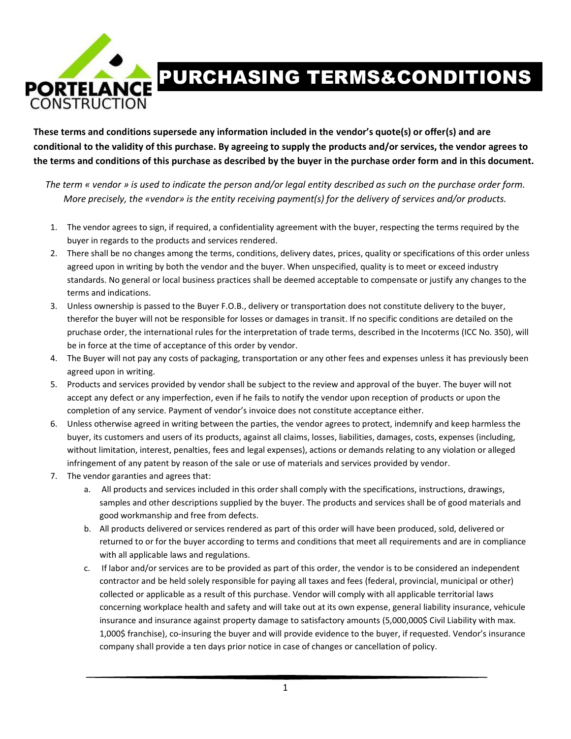# PURCHASING TERMS&CONDITIONS

**These terms and conditions supersede any information included in the vendor's quote(s) or offer(s) and are conditional to the validity of this purchase. By agreeing to supply the products and/or services, the vendor agrees to the terms and conditions of this purchase as described by the buyer in the purchase order form and in this document.**

*The term « vendor » is used to indicate the person and/or legal entity described as such on the purchase order form. More precisely, the «vendor» is the entity receiving payment(s) for the delivery of services and/or products.*

1. The vendor agrees to sign, if required, a confidentiality agreement with the buyer, respecting the terms required by the buyer in regards to the products and services rendered.
2. There shall be no changes among the terms, conditions, delivery dates, prices, quality or specifications of this order unless agreed upon in writing by both the vendor and the buyer. When unspecified, quality is to meet or exceed industry standards. No general or local business practices shall be deemed acceptable to compensate or justify any changes to the terms and indications.
3. Unless ownership is passed to the Buyer F.O.B., delivery or transportation does not constitute delivery to the buyer, therefor the buyer will not be responsible for losses or damages in transit. If no specific conditions are detailed on the pruchase order, the international rules for the interpretation of trade terms, described in the Incoterms (ICC No. 350), will be in force at the time of acceptance of this order by vendor.
4. The Buyer will not pay any costs of packaging, transportation or any other fees and expenses unless it has previously been agreed upon in writing.
5. Products and services provided by vendor shall be subject to the review and approval of the buyer. The buyer will not accept any defect or any imperfection, even if he fails to notify the vendor upon reception of products or upon the completion of any service. Payment of vendor's invoice does not constitute acceptance either.
6. Unless otherwise agreed in writing between the parties, the vendor agrees to protect, indemnify and keep harmless the buyer, its customers and users of its products, against all claims, losses, liabilities, damages, costs, expenses (including, without limitation, interest, penalties, fees and legal expenses), actions or demands relating to any violation or alleged infringement of any patent by reason of the sale or use of materials and services provided by vendor.
7. The vendor garanties and agrees that:
   a. All products and services included in this order shall comply with the specifications, instructions, drawings, samples and other descriptions supplied by the buyer. The products and services shall be of good materials and good workmanship and free from defects.
   b. All products delivered or services rendered as part of this order will have been produced, sold, delivered or returned to or for the buyer according to terms and conditions that meet all requirements and are in compliance with all applicable laws and regulations.
   c. If labor and/or services are to be provided as part of this order, the vendor is to be considered an independent contractor and be held solely responsible for paying all taxes and fees (federal, provincial, municipal or other) collected or applicable as a result of this purchase. Vendor will comply with all applicable territorial laws concerning workplace health and safety and will take out at its own expense, general liability insurance, vehicule insurance and insurance against property damage to satisfactory amounts (5,000,000$ Civil Liability with max. 1,000$ franchise), co-insuring the buyer and will provide evidence to the buyer, if requested. Vendor's insurance company shall provide a ten days prior notice in case of changes or cancellation of policy.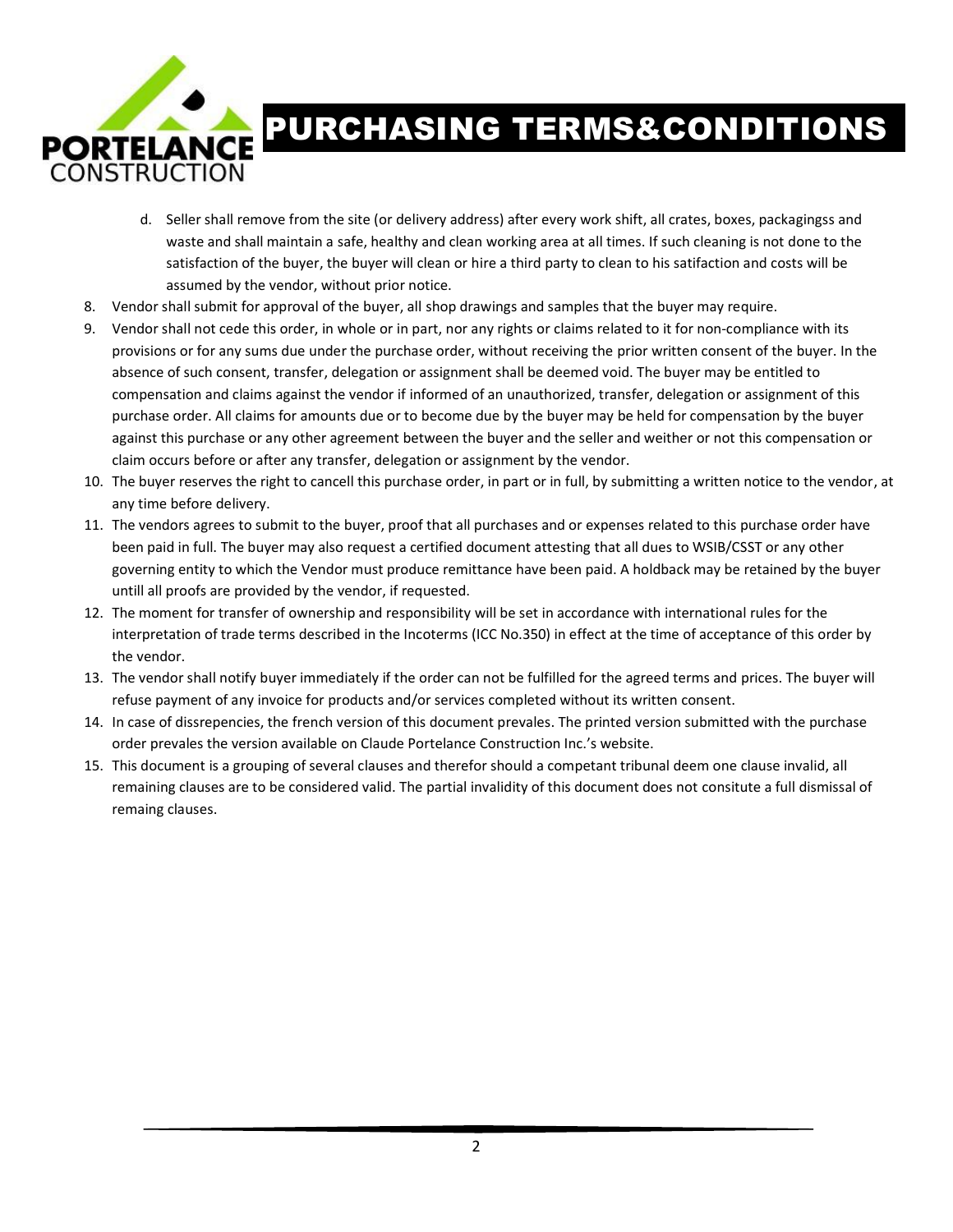# PURCHASING TERMS&CONDITIONS

   d. Seller shall remove from the site (or delivery address) after every work shift, all crates, boxes, packagingss and waste and shall maintain a safe, healthy and clean working area at all times. If such cleaning is not done to the satisfaction of the buyer, the buyer will clean or hire a third party to clean to his satifaction and costs will be assumed by the vendor, without prior notice.

8. Vendor shall submit for approval of the buyer, all shop drawings and samples that the buyer may require.
9. Vendor shall not cede this order, in whole or in part, nor any rights or claims related to it for non-compliance with its provisions or for any sums due under the purchase order, without receiving the prior written consent of the buyer. In the absence of such consent, transfer, delegation or assignment shall be deemed void. The buyer may be entitled to compensation and claims against the vendor if informed of an unauthorized, transfer, delegation or assignment of this purchase order. All claims for amounts due or to become due by the buyer may be held for compensation by the buyer against this purchase or any other agreement between the buyer and the seller and weither or not this compensation or claim occurs before or after any transfer, delegation or assignment by the vendor.
10. The buyer reserves the right to cancell this purchase order, in part or in full, by submitting a written notice to the vendor, at any time before delivery.
11. The vendors agrees to submit to the buyer, proof that all purchases and or expenses related to this purchase order have been paid in full. The buyer may also request a certified document attesting that all dues to WSIB/CSST or any other governing entity to which the Vendor must produce remittance have been paid. A holdback may be retained by the buyer untill all proofs are provided by the vendor, if requested.
12. The moment for transfer of ownership and responsibility will be set in accordance with international rules for the interpretation of trade terms described in the Incoterms (ICC No.350) in effect at the time of acceptance of this order by the vendor.
13. The vendor shall notify buyer immediately if the order can not be fulfilled for the agreed terms and prices. The buyer will refuse payment of any invoice for products and/or services completed without its written consent.
14. In case of dissrepencies, the french version of this document prevales. The printed version submitted with the purchase order prevales the version available on Claude Portelance Construction Inc.'s website.
15. This document is a grouping of several clauses and therefor should a competant tribunal deem one clause invalid, all remaining clauses are to be considered valid. The partial invalidity of this document does not consitute a full dismissal of remaing clauses.